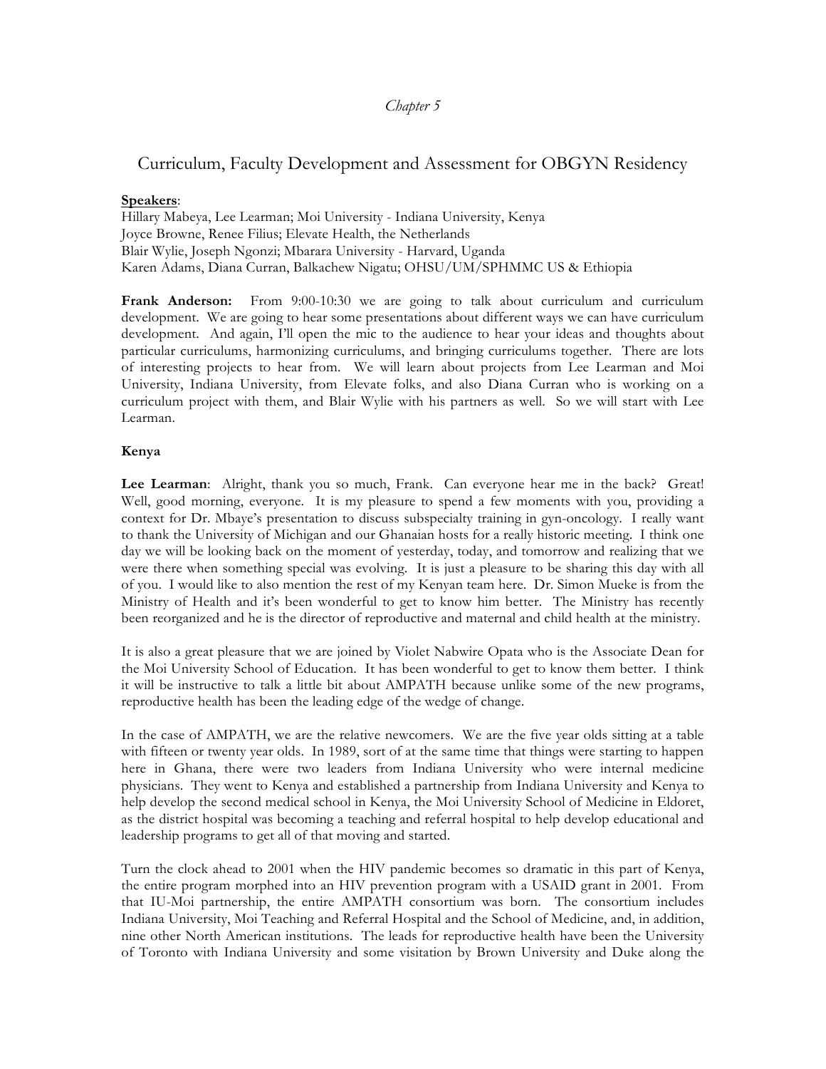*Chapter 5*

# Curriculum, Faculty Development and Assessment for OBGYN Residency

**Speakers**:
Hillary Mabeya, Lee Learman; Moi University - Indiana University, Kenya
Joyce Browne, Renee Filius; Elevate Health, the Netherlands
Blair Wylie, Joseph Ngonzi; Mbarara University - Harvard, Uganda
Karen Adams, Diana Curran, Balkachew Nigatu; OHSU/UM/SPHMMC US & Ethiopia

**Frank Anderson:** From 9:00-10:30 we are going to talk about curriculum and curriculum development. We are going to hear some presentations about different ways we can have curriculum development. And again, I'll open the mic to the audience to hear your ideas and thoughts about particular curriculums, harmonizing curriculums, and bringing curriculums together. There are lots of interesting projects to hear from. We will learn about projects from Lee Learman and Moi University, Indiana University, from Elevate folks, and also Diana Curran who is working on a curriculum project with them, and Blair Wylie with his partners as well. So we will start with Lee Learman.

**Kenya**

**Lee Learman**: Alright, thank you so much, Frank. Can everyone hear me in the back? Great! Well, good morning, everyone. It is my pleasure to spend a few moments with you, providing a context for Dr. Mbaye's presentation to discuss subspecialty training in gyn-oncology. I really want to thank the University of Michigan and our Ghanaian hosts for a really historic meeting. I think one day we will be looking back on the moment of yesterday, today, and tomorrow and realizing that we were there when something special was evolving. It is just a pleasure to be sharing this day with all of you. I would like to also mention the rest of my Kenyan team here. Dr. Simon Mueke is from the Ministry of Health and it's been wonderful to get to know him better. The Ministry has recently been reorganized and he is the director of reproductive and maternal and child health at the ministry.

It is also a great pleasure that we are joined by Violet Nabwire Opata who is the Associate Dean for the Moi University School of Education. It has been wonderful to get to know them better. I think it will be instructive to talk a little bit about AMPATH because unlike some of the new programs, reproductive health has been the leading edge of the wedge of change.

In the case of AMPATH, we are the relative newcomers. We are the five year olds sitting at a table with fifteen or twenty year olds. In 1989, sort of at the same time that things were starting to happen here in Ghana, there were two leaders from Indiana University who were internal medicine physicians. They went to Kenya and established a partnership from Indiana University and Kenya to help develop the second medical school in Kenya, the Moi University School of Medicine in Eldoret, as the district hospital was becoming a teaching and referral hospital to help develop educational and leadership programs to get all of that moving and started.

Turn the clock ahead to 2001 when the HIV pandemic becomes so dramatic in this part of Kenya, the entire program morphed into an HIV prevention program with a USAID grant in 2001. From that IU-Moi partnership, the entire AMPATH consortium was born. The consortium includes Indiana University, Moi Teaching and Referral Hospital and the School of Medicine, and, in addition, nine other North American institutions. The leads for reproductive health have been the University of Toronto with Indiana University and some visitation by Brown University and Duke along the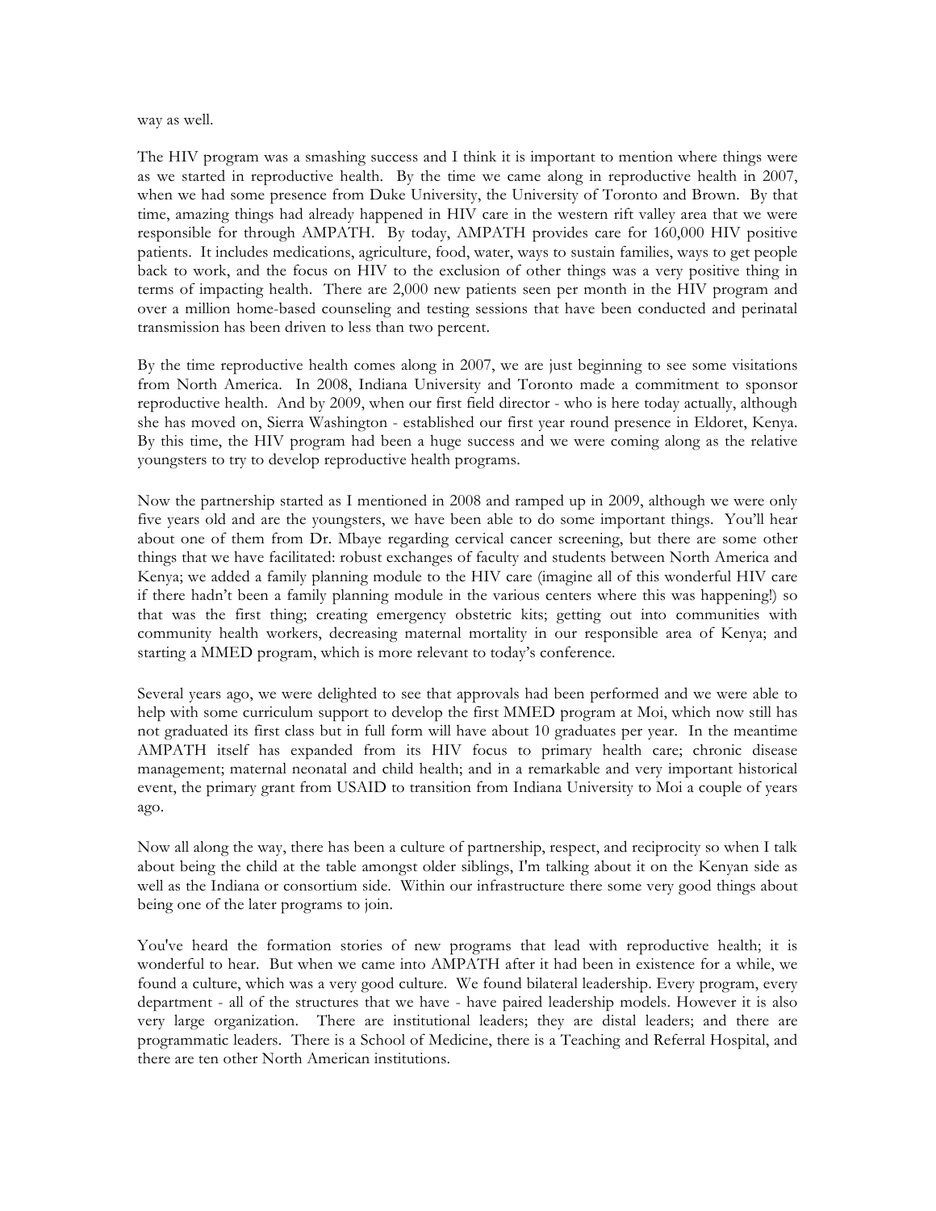way as well.

The HIV program was a smashing success and I think it is important to mention where things were as we started in reproductive health. By the time we came along in reproductive health in 2007, when we had some presence from Duke University, the University of Toronto and Brown. By that time, amazing things had already happened in HIV care in the western rift valley area that we were responsible for through AMPATH. By today, AMPATH provides care for 160,000 HIV positive patients. It includes medications, agriculture, food, water, ways to sustain families, ways to get people back to work, and the focus on HIV to the exclusion of other things was a very positive thing in terms of impacting health. There are 2,000 new patients seen per month in the HIV program and over a million home-based counseling and testing sessions that have been conducted and perinatal transmission has been driven to less than two percent.

By the time reproductive health comes along in 2007, we are just beginning to see some visitations from North America. In 2008, Indiana University and Toronto made a commitment to sponsor reproductive health. And by 2009, when our first field director - who is here today actually, although she has moved on, Sierra Washington - established our first year round presence in Eldoret, Kenya. By this time, the HIV program had been a huge success and we were coming along as the relative youngsters to try to develop reproductive health programs.

Now the partnership started as I mentioned in 2008 and ramped up in 2009, although we were only five years old and are the youngsters, we have been able to do some important things. You'll hear about one of them from Dr. Mbaye regarding cervical cancer screening, but there are some other things that we have facilitated: robust exchanges of faculty and students between North America and Kenya; we added a family planning module to the HIV care (imagine all of this wonderful HIV care if there hadn't been a family planning module in the various centers where this was happening!) so that was the first thing; creating emergency obstetric kits; getting out into communities with community health workers, decreasing maternal mortality in our responsible area of Kenya; and starting a MMED program, which is more relevant to today's conference.

Several years ago, we were delighted to see that approvals had been performed and we were able to help with some curriculum support to develop the first MMED program at Moi, which now still has not graduated its first class but in full form will have about 10 graduates per year. In the meantime AMPATH itself has expanded from its HIV focus to primary health care; chronic disease management; maternal neonatal and child health; and in a remarkable and very important historical event, the primary grant from USAID to transition from Indiana University to Moi a couple of years ago.

Now all along the way, there has been a culture of partnership, respect, and reciprocity so when I talk about being the child at the table amongst older siblings, I'm talking about it on the Kenyan side as well as the Indiana or consortium side. Within our infrastructure there some very good things about being one of the later programs to join.

You've heard the formation stories of new programs that lead with reproductive health; it is wonderful to hear. But when we came into AMPATH after it had been in existence for a while, we found a culture, which was a very good culture. We found bilateral leadership. Every program, every department - all of the structures that we have - have paired leadership models. However it is also very large organization. There are institutional leaders; they are distal leaders; and there are programmatic leaders. There is a School of Medicine, there is a Teaching and Referral Hospital, and there are ten other North American institutions.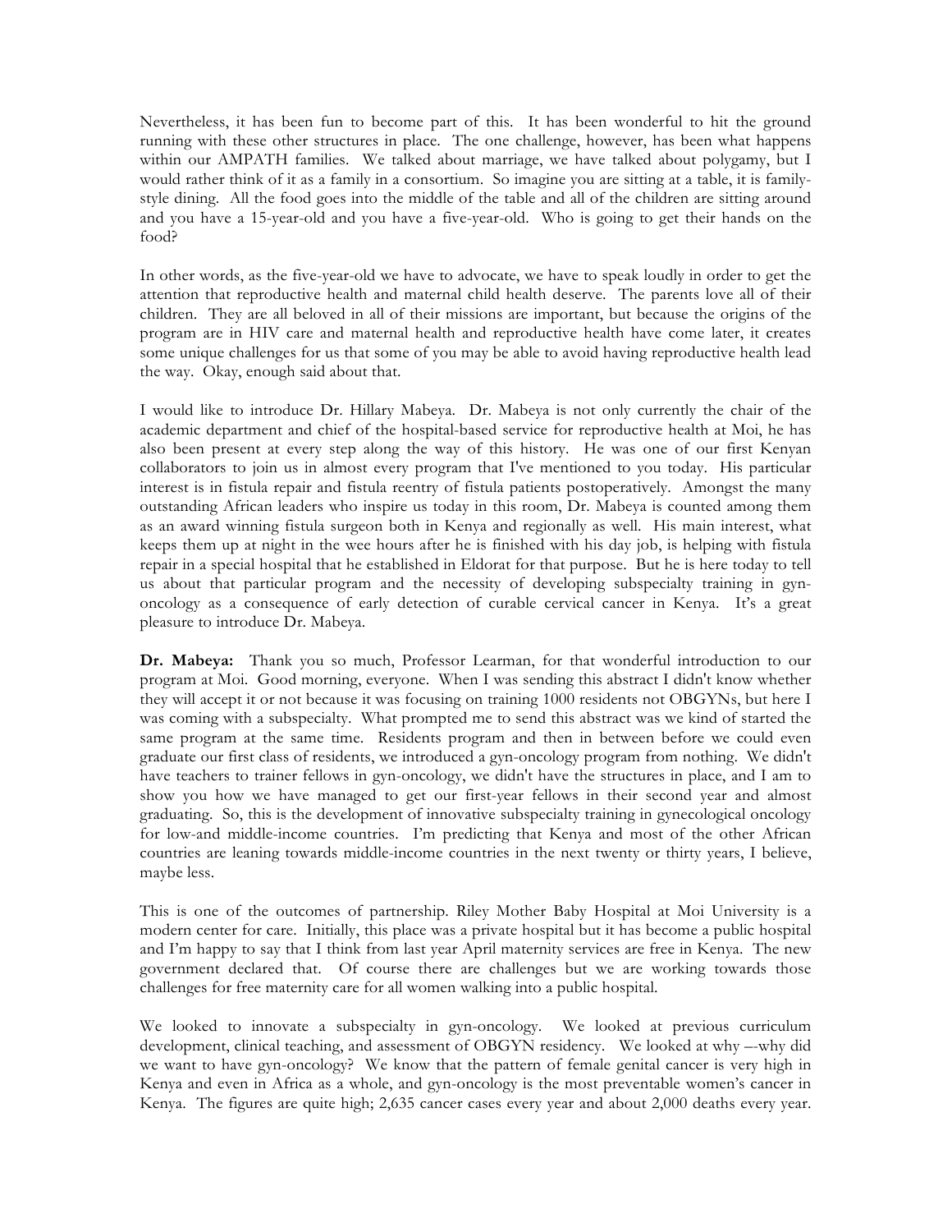Nevertheless, it has been fun to become part of this. It has been wonderful to hit the ground running with these other structures in place. The one challenge, however, has been what happens within our AMPATH families. We talked about marriage, we have talked about polygamy, but I would rather think of it as a family in a consortium. So imagine you are sitting at a table, it is family-style dining. All the food goes into the middle of the table and all of the children are sitting around and you have a 15-year-old and you have a five-year-old. Who is going to get their hands on the food?

In other words, as the five-year-old we have to advocate, we have to speak loudly in order to get the attention that reproductive health and maternal child health deserve. The parents love all of their children. They are all beloved in all of their missions are important, but because the origins of the program are in HIV care and maternal health and reproductive health have come later, it creates some unique challenges for us that some of you may be able to avoid having reproductive health lead the way. Okay, enough said about that.

I would like to introduce Dr. Hillary Mabeya. Dr. Mabeya is not only currently the chair of the academic department and chief of the hospital-based service for reproductive health at Moi, he has also been present at every step along the way of this history. He was one of our first Kenyan collaborators to join us in almost every program that I've mentioned to you today. His particular interest is in fistula repair and fistula reentry of fistula patients postoperatively. Amongst the many outstanding African leaders who inspire us today in this room, Dr. Mabeya is counted among them as an award winning fistula surgeon both in Kenya and regionally as well. His main interest, what keeps them up at night in the wee hours after he is finished with his day job, is helping with fistula repair in a special hospital that he established in Eldorat for that purpose. But he is here today to tell us about that particular program and the necessity of developing subspecialty training in gyn-oncology as a consequence of early detection of curable cervical cancer in Kenya. It's a great pleasure to introduce Dr. Mabeya.

**Dr. Mabeya:** Thank you so much, Professor Learman, for that wonderful introduction to our program at Moi. Good morning, everyone. When I was sending this abstract I didn't know whether they will accept it or not because it was focusing on training 1000 residents not OBGYNs, but here I was coming with a subspecialty. What prompted me to send this abstract was we kind of started the same program at the same time. Residents program and then in between before we could even graduate our first class of residents, we introduced a gyn-oncology program from nothing. We didn't have teachers to trainer fellows in gyn-oncology, we didn't have the structures in place, and I am to show you how we have managed to get our first-year fellows in their second year and almost graduating. So, this is the development of innovative subspecialty training in gynecological oncology for low-and middle-income countries. I'm predicting that Kenya and most of the other African countries are leaning towards middle-income countries in the next twenty or thirty years, I believe, maybe less.

This is one of the outcomes of partnership. Riley Mother Baby Hospital at Moi University is a modern center for care. Initially, this place was a private hospital but it has become a public hospital and I'm happy to say that I think from last year April maternity services are free in Kenya. The new government declared that. Of course there are challenges but we are working towards those challenges for free maternity care for all women walking into a public hospital.

We looked to innovate a subspecialty in gyn-oncology. We looked at previous curriculum development, clinical teaching, and assessment of OBGYN residency. We looked at why –-why did we want to have gyn-oncology? We know that the pattern of female genital cancer is very high in Kenya and even in Africa as a whole, and gyn-oncology is the most preventable women's cancer in Kenya. The figures are quite high; 2,635 cancer cases every year and about 2,000 deaths every year.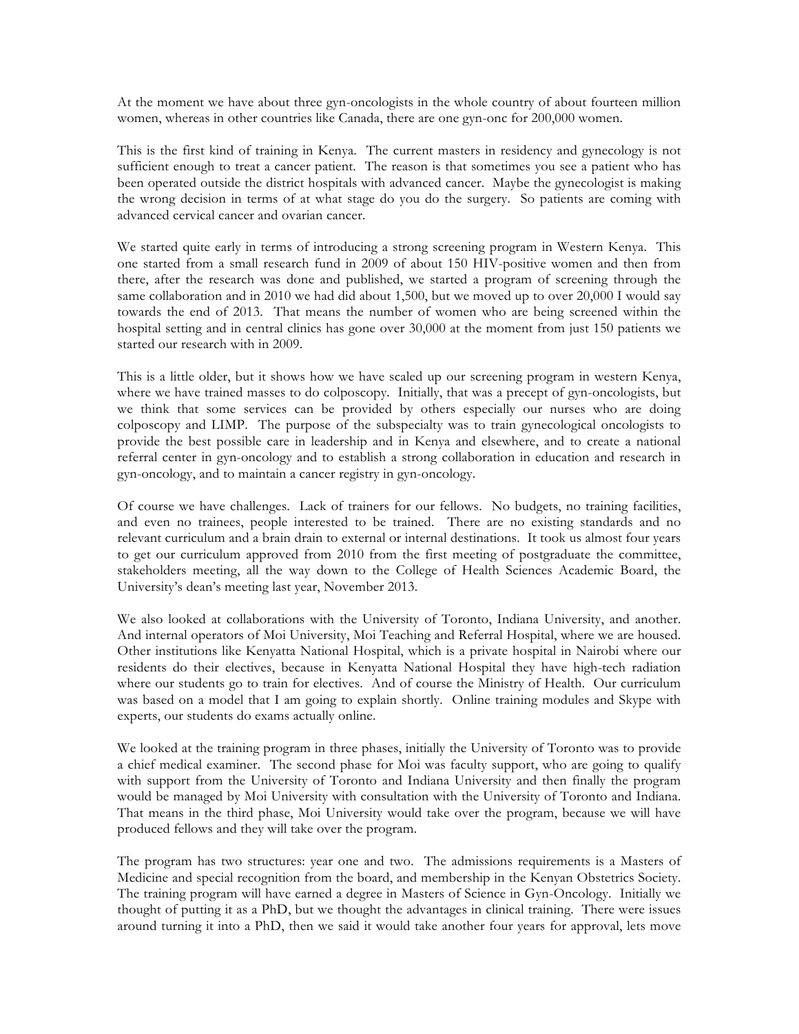At the moment we have about three gyn-oncologists in the whole country of about fourteen million women, whereas in other countries like Canada, there are one gyn-onc for 200,000 women.

This is the first kind of training in Kenya. The current masters in residency and gynecology is not sufficient enough to treat a cancer patient. The reason is that sometimes you see a patient who has been operated outside the district hospitals with advanced cancer. Maybe the gynecologist is making the wrong decision in terms of at what stage do you do the surgery. So patients are coming with advanced cervical cancer and ovarian cancer.

We started quite early in terms of introducing a strong screening program in Western Kenya. This one started from a small research fund in 2009 of about 150 HIV-positive women and then from there, after the research was done and published, we started a program of screening through the same collaboration and in 2010 we had did about 1,500, but we moved up to over 20,000 I would say towards the end of 2013. That means the number of women who are being screened within the hospital setting and in central clinics has gone over 30,000 at the moment from just 150 patients we started our research with in 2009.

This is a little older, but it shows how we have scaled up our screening program in western Kenya, where we have trained masses to do colposcopy. Initially, that was a precept of gyn-oncologists, but we think that some services can be provided by others especially our nurses who are doing colposcopy and LIMP. The purpose of the subspecialty was to train gynecological oncologists to provide the best possible care in leadership and in Kenya and elsewhere, and to create a national referral center in gyn-oncology and to establish a strong collaboration in education and research in gyn-oncology, and to maintain a cancer registry in gyn-oncology.

Of course we have challenges. Lack of trainers for our fellows. No budgets, no training facilities, and even no trainees, people interested to be trained. There are no existing standards and no relevant curriculum and a brain drain to external or internal destinations. It took us almost four years to get our curriculum approved from 2010 from the first meeting of postgraduate the committee, stakeholders meeting, all the way down to the College of Health Sciences Academic Board, the University's dean's meeting last year, November 2013.

We also looked at collaborations with the University of Toronto, Indiana University, and another. And internal operators of Moi University, Moi Teaching and Referral Hospital, where we are housed. Other institutions like Kenyatta National Hospital, which is a private hospital in Nairobi where our residents do their electives, because in Kenyatta National Hospital they have high-tech radiation where our students go to train for electives. And of course the Ministry of Health. Our curriculum was based on a model that I am going to explain shortly. Online training modules and Skype with experts, our students do exams actually online.

We looked at the training program in three phases, initially the University of Toronto was to provide a chief medical examiner. The second phase for Moi was faculty support, who are going to qualify with support from the University of Toronto and Indiana University and then finally the program would be managed by Moi University with consultation with the University of Toronto and Indiana. That means in the third phase, Moi University would take over the program, because we will have produced fellows and they will take over the program.

The program has two structures: year one and two. The admissions requirements is a Masters of Medicine and special recognition from the board, and membership in the Kenyan Obstetrics Society. The training program will have earned a degree in Masters of Science in Gyn-Oncology. Initially we thought of putting it as a PhD, but we thought the advantages in clinical training. There were issues around turning it into a PhD, then we said it would take another four years for approval, lets move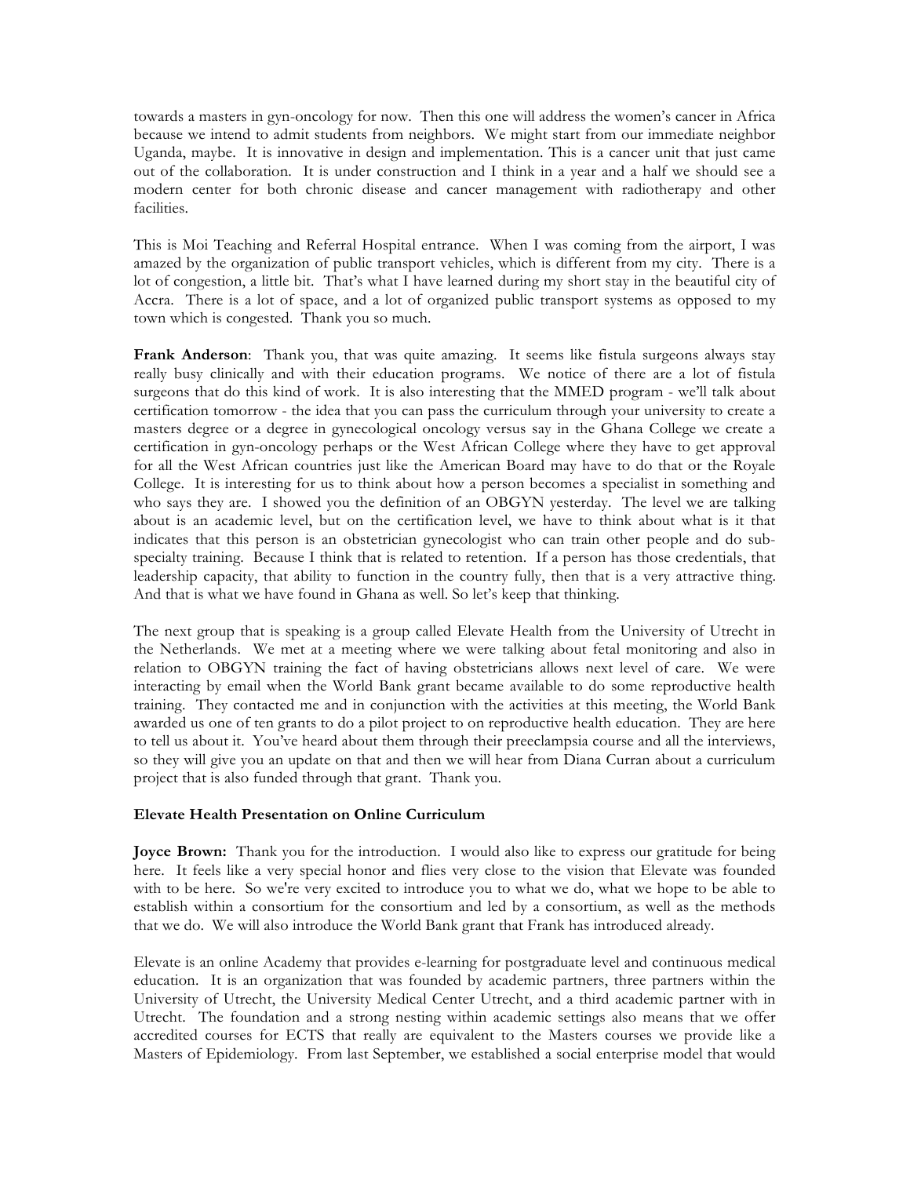towards a masters in gyn-oncology for now. Then this one will address the women's cancer in Africa because we intend to admit students from neighbors. We might start from our immediate neighbor Uganda, maybe. It is innovative in design and implementation. This is a cancer unit that just came out of the collaboration. It is under construction and I think in a year and a half we should see a modern center for both chronic disease and cancer management with radiotherapy and other facilities.

This is Moi Teaching and Referral Hospital entrance. When I was coming from the airport, I was amazed by the organization of public transport vehicles, which is different from my city. There is a lot of congestion, a little bit. That's what I have learned during my short stay in the beautiful city of Accra. There is a lot of space, and a lot of organized public transport systems as opposed to my town which is congested. Thank you so much.

**Frank Anderson**: Thank you, that was quite amazing. It seems like fistula surgeons always stay really busy clinically and with their education programs. We notice of there are a lot of fistula surgeons that do this kind of work. It is also interesting that the MMED program - we'll talk about certification tomorrow - the idea that you can pass the curriculum through your university to create a masters degree or a degree in gynecological oncology versus say in the Ghana College we create a certification in gyn-oncology perhaps or the West African College where they have to get approval for all the West African countries just like the American Board may have to do that or the Royale College. It is interesting for us to think about how a person becomes a specialist in something and who says they are. I showed you the definition of an OBGYN yesterday. The level we are talking about is an academic level, but on the certification level, we have to think about what is it that indicates that this person is an obstetrician gynecologist who can train other people and do sub-specialty training. Because I think that is related to retention. If a person has those credentials, that leadership capacity, that ability to function in the country fully, then that is a very attractive thing. And that is what we have found in Ghana as well. So let's keep that thinking.

The next group that is speaking is a group called Elevate Health from the University of Utrecht in the Netherlands. We met at a meeting where we were talking about fetal monitoring and also in relation to OBGYN training the fact of having obstetricians allows next level of care. We were interacting by email when the World Bank grant became available to do some reproductive health training. They contacted me and in conjunction with the activities at this meeting, the World Bank awarded us one of ten grants to do a pilot project to on reproductive health education. They are here to tell us about it. You've heard about them through their preeclampsia course and all the interviews, so they will give you an update on that and then we will hear from Diana Curran about a curriculum project that is also funded through that grant. Thank you.

**Elevate Health Presentation on Online Curriculum**

**Joyce Brown:** Thank you for the introduction. I would also like to express our gratitude for being here. It feels like a very special honor and flies very close to the vision that Elevate was founded with to be here. So we're very excited to introduce you to what we do, what we hope to be able to establish within a consortium for the consortium and led by a consortium, as well as the methods that we do. We will also introduce the World Bank grant that Frank has introduced already.

Elevate is an online Academy that provides e-learning for postgraduate level and continuous medical education. It is an organization that was founded by academic partners, three partners within the University of Utrecht, the University Medical Center Utrecht, and a third academic partner with in Utrecht. The foundation and a strong nesting within academic settings also means that we offer accredited courses for ECTS that really are equivalent to the Masters courses we provide like a Masters of Epidemiology. From last September, we established a social enterprise model that would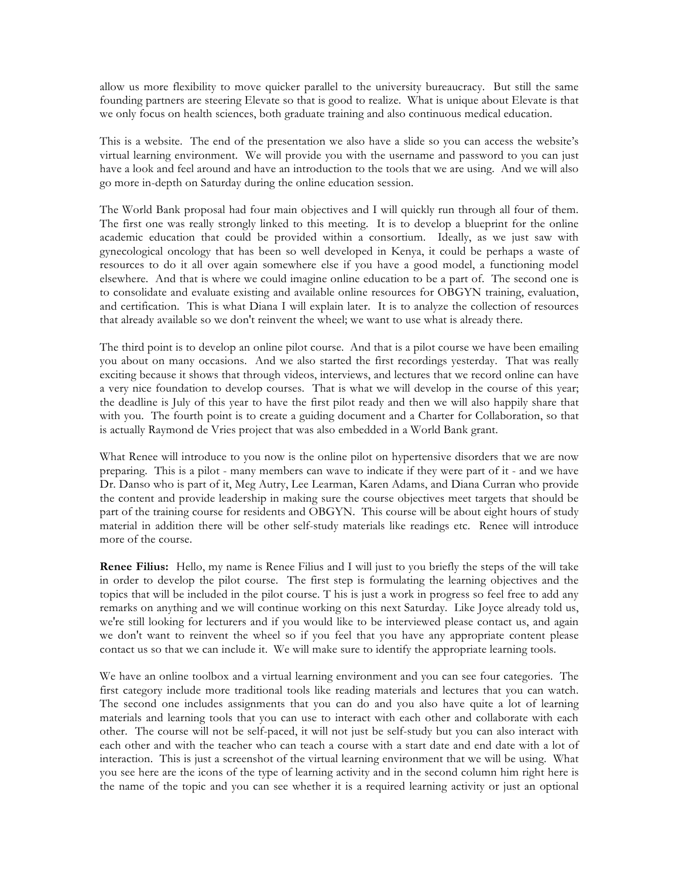allow us more flexibility to move quicker parallel to the university bureaucracy. But still the same founding partners are steering Elevate so that is good to realize. What is unique about Elevate is that we only focus on health sciences, both graduate training and also continuous medical education.

This is a website. The end of the presentation we also have a slide so you can access the website's virtual learning environment. We will provide you with the username and password to you can just have a look and feel around and have an introduction to the tools that we are using. And we will also go more in-depth on Saturday during the online education session.

The World Bank proposal had four main objectives and I will quickly run through all four of them. The first one was really strongly linked to this meeting. It is to develop a blueprint for the online academic education that could be provided within a consortium. Ideally, as we just saw with gynecological oncology that has been so well developed in Kenya, it could be perhaps a waste of resources to do it all over again somewhere else if you have a good model, a functioning model elsewhere. And that is where we could imagine online education to be a part of. The second one is to consolidate and evaluate existing and available online resources for OBGYN training, evaluation, and certification. This is what Diana I will explain later. It is to analyze the collection of resources that already available so we don't reinvent the wheel; we want to use what is already there.

The third point is to develop an online pilot course. And that is a pilot course we have been emailing you about on many occasions. And we also started the first recordings yesterday. That was really exciting because it shows that through videos, interviews, and lectures that we record online can have a very nice foundation to develop courses. That is what we will develop in the course of this year; the deadline is July of this year to have the first pilot ready and then we will also happily share that with you. The fourth point is to create a guiding document and a Charter for Collaboration, so that is actually Raymond de Vries project that was also embedded in a World Bank grant.

What Renee will introduce to you now is the online pilot on hypertensive disorders that we are now preparing. This is a pilot - many members can wave to indicate if they were part of it - and we have Dr. Danso who is part of it, Meg Autry, Lee Learman, Karen Adams, and Diana Curran who provide the content and provide leadership in making sure the course objectives meet targets that should be part of the training course for residents and OBGYN. This course will be about eight hours of study material in addition there will be other self-study materials like readings etc. Renee will introduce more of the course.

**Renee Filius:** Hello, my name is Renee Filius and I will just to you briefly the steps of the will take in order to develop the pilot course. The first step is formulating the learning objectives and the topics that will be included in the pilot course. T his is just a work in progress so feel free to add any remarks on anything and we will continue working on this next Saturday. Like Joyce already told us, we're still looking for lecturers and if you would like to be interviewed please contact us, and again we don't want to reinvent the wheel so if you feel that you have any appropriate content please contact us so that we can include it. We will make sure to identify the appropriate learning tools.

We have an online toolbox and a virtual learning environment and you can see four categories. The first category include more traditional tools like reading materials and lectures that you can watch. The second one includes assignments that you can do and you also have quite a lot of learning materials and learning tools that you can use to interact with each other and collaborate with each other. The course will not be self-paced, it will not just be self-study but you can also interact with each other and with the teacher who can teach a course with a start date and end date with a lot of interaction. This is just a screenshot of the virtual learning environment that we will be using. What you see here are the icons of the type of learning activity and in the second column him right here is the name of the topic and you can see whether it is a required learning activity or just an optional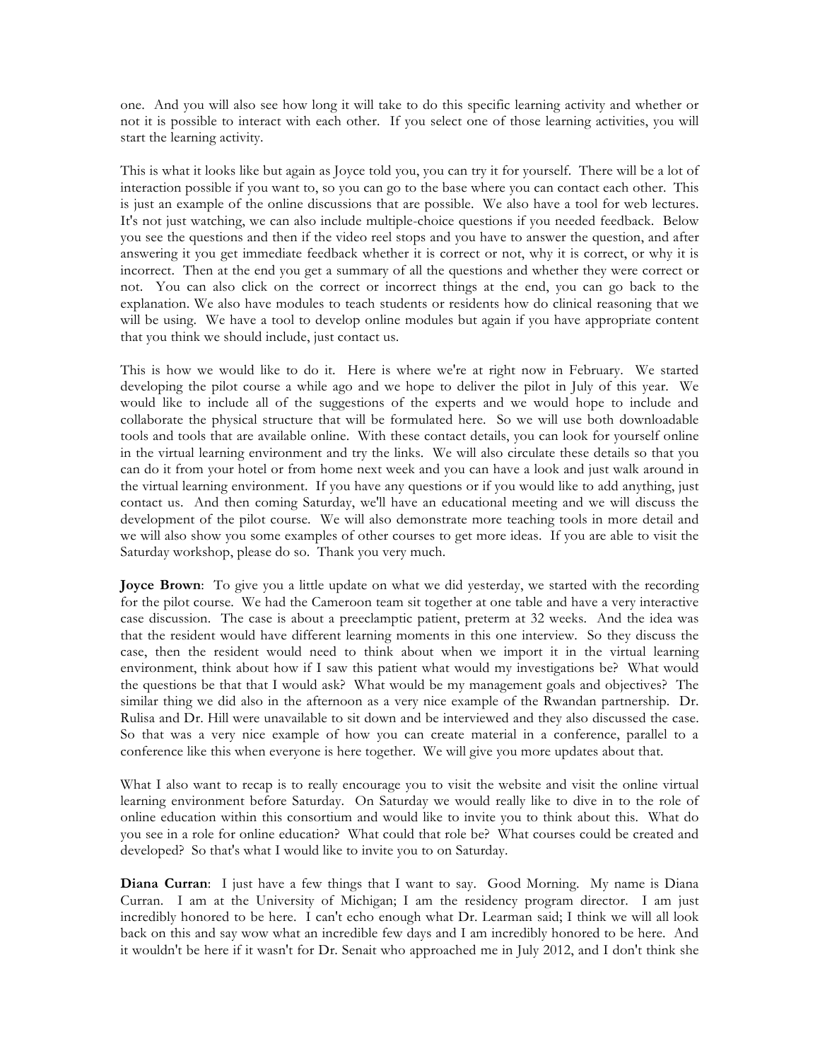one. And you will also see how long it will take to do this specific learning activity and whether or not it is possible to interact with each other. If you select one of those learning activities, you will start the learning activity.

This is what it looks like but again as Joyce told you, you can try it for yourself. There will be a lot of interaction possible if you want to, so you can go to the base where you can contact each other. This is just an example of the online discussions that are possible. We also have a tool for web lectures. It's not just watching, we can also include multiple-choice questions if you needed feedback. Below you see the questions and then if the video reel stops and you have to answer the question, and after answering it you get immediate feedback whether it is correct or not, why it is correct, or why it is incorrect. Then at the end you get a summary of all the questions and whether they were correct or not. You can also click on the correct or incorrect things at the end, you can go back to the explanation. We also have modules to teach students or residents how do clinical reasoning that we will be using. We have a tool to develop online modules but again if you have appropriate content that you think we should include, just contact us.

This is how we would like to do it. Here is where we're at right now in February. We started developing the pilot course a while ago and we hope to deliver the pilot in July of this year. We would like to include all of the suggestions of the experts and we would hope to include and collaborate the physical structure that will be formulated here. So we will use both downloadable tools and tools that are available online. With these contact details, you can look for yourself online in the virtual learning environment and try the links. We will also circulate these details so that you can do it from your hotel or from home next week and you can have a look and just walk around in the virtual learning environment. If you have any questions or if you would like to add anything, just contact us. And then coming Saturday, we'll have an educational meeting and we will discuss the development of the pilot course. We will also demonstrate more teaching tools in more detail and we will also show you some examples of other courses to get more ideas. If you are able to visit the Saturday workshop, please do so. Thank you very much.

**Joyce Brown**: To give you a little update on what we did yesterday, we started with the recording for the pilot course. We had the Cameroon team sit together at one table and have a very interactive case discussion. The case is about a preeclamptic patient, preterm at 32 weeks. And the idea was that the resident would have different learning moments in this one interview. So they discuss the case, then the resident would need to think about when we import it in the virtual learning environment, think about how if I saw this patient what would my investigations be? What would the questions be that that I would ask? What would be my management goals and objectives? The similar thing we did also in the afternoon as a very nice example of the Rwandan partnership. Dr. Rulisa and Dr. Hill were unavailable to sit down and be interviewed and they also discussed the case. So that was a very nice example of how you can create material in a conference, parallel to a conference like this when everyone is here together. We will give you more updates about that.

What I also want to recap is to really encourage you to visit the website and visit the online virtual learning environment before Saturday. On Saturday we would really like to dive in to the role of online education within this consortium and would like to invite you to think about this. What do you see in a role for online education? What could that role be? What courses could be created and developed? So that's what I would like to invite you to on Saturday.

**Diana Curran**: I just have a few things that I want to say. Good Morning. My name is Diana Curran. I am at the University of Michigan; I am the residency program director. I am just incredibly honored to be here. I can't echo enough what Dr. Learman said; I think we will all look back on this and say wow what an incredible few days and I am incredibly honored to be here. And it wouldn't be here if it wasn't for Dr. Senait who approached me in July 2012, and I don't think she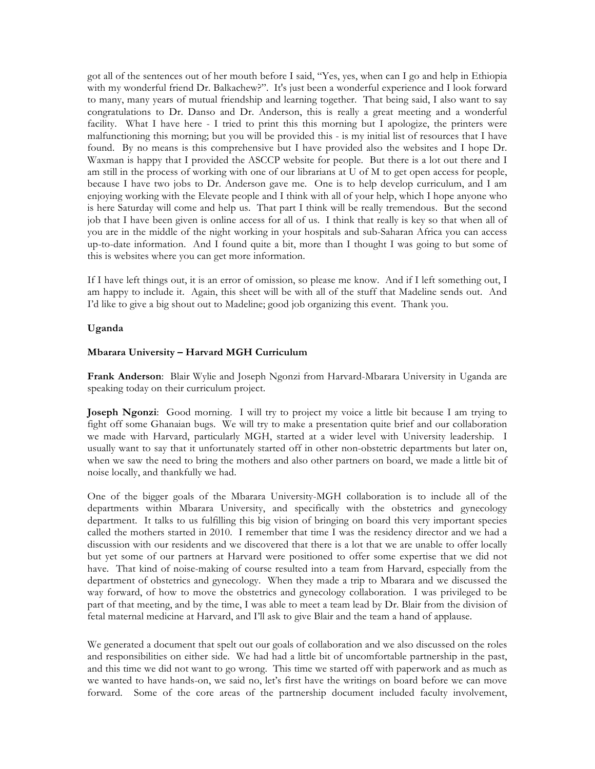got all of the sentences out of her mouth before I said, "Yes, yes, when can I go and help in Ethiopia with my wonderful friend Dr. Balkachew?". It's just been a wonderful experience and I look forward to many, many years of mutual friendship and learning together. That being said, I also want to say congratulations to Dr. Danso and Dr. Anderson, this is really a great meeting and a wonderful facility. What I have here - I tried to print this this morning but I apologize, the printers were malfunctioning this morning; but you will be provided this - is my initial list of resources that I have found. By no means is this comprehensive but I have provided also the websites and I hope Dr. Waxman is happy that I provided the ASCCP website for people. But there is a lot out there and I am still in the process of working with one of our librarians at U of M to get open access for people, because I have two jobs to Dr. Anderson gave me. One is to help develop curriculum, and I am enjoying working with the Elevate people and I think with all of your help, which I hope anyone who is here Saturday will come and help us. That part I think will be really tremendous. But the second job that I have been given is online access for all of us. I think that really is key so that when all of you are in the middle of the night working in your hospitals and sub-Saharan Africa you can access up-to-date information. And I found quite a bit, more than I thought I was going to but some of this is websites where you can get more information.

If I have left things out, it is an error of omission, so please me know. And if I left something out, I am happy to include it. Again, this sheet will be with all of the stuff that Madeline sends out. And I'd like to give a big shout out to Madeline; good job organizing this event. Thank you.

**Uganda**

**Mbarara University – Harvard MGH Curriculum**

**Frank Anderson**: Blair Wylie and Joseph Ngonzi from Harvard-Mbarara University in Uganda are speaking today on their curriculum project.

**Joseph Ngonzi**: Good morning. I will try to project my voice a little bit because I am trying to fight off some Ghanaian bugs. We will try to make a presentation quite brief and our collaboration we made with Harvard, particularly MGH, started at a wider level with University leadership. I usually want to say that it unfortunately started off in other non-obstetric departments but later on, when we saw the need to bring the mothers and also other partners on board, we made a little bit of noise locally, and thankfully we had.

One of the bigger goals of the Mbarara University-MGH collaboration is to include all of the departments within Mbarara University, and specifically with the obstetrics and gynecology department. It talks to us fulfilling this big vision of bringing on board this very important species called the mothers started in 2010. I remember that time I was the residency director and we had a discussion with our residents and we discovered that there is a lot that we are unable to offer locally but yet some of our partners at Harvard were positioned to offer some expertise that we did not have. That kind of noise-making of course resulted into a team from Harvard, especially from the department of obstetrics and gynecology. When they made a trip to Mbarara and we discussed the way forward, of how to move the obstetrics and gynecology collaboration. I was privileged to be part of that meeting, and by the time, I was able to meet a team lead by Dr. Blair from the division of fetal maternal medicine at Harvard, and I'll ask to give Blair and the team a hand of applause.

We generated a document that spelt out our goals of collaboration and we also discussed on the roles and responsibilities on either side. We had had a little bit of uncomfortable partnership in the past, and this time we did not want to go wrong. This time we started off with paperwork and as much as we wanted to have hands-on, we said no, let's first have the writings on board before we can move forward. Some of the core areas of the partnership document included faculty involvement,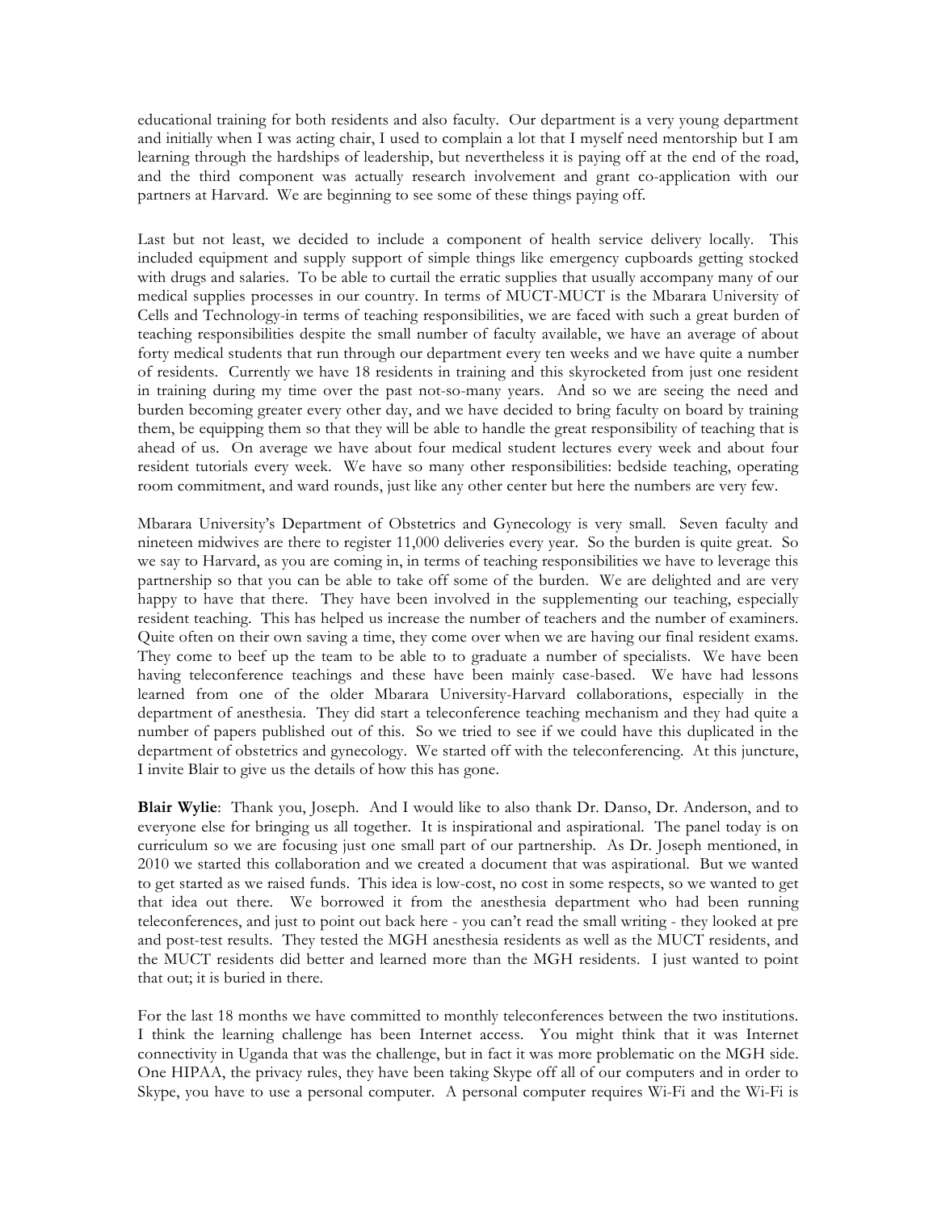educational training for both residents and also faculty. Our department is a very young department and initially when I was acting chair, I used to complain a lot that I myself need mentorship but I am learning through the hardships of leadership, but nevertheless it is paying off at the end of the road, and the third component was actually research involvement and grant co-application with our partners at Harvard. We are beginning to see some of these things paying off.

Last but not least, we decided to include a component of health service delivery locally. This included equipment and supply support of simple things like emergency cupboards getting stocked with drugs and salaries. To be able to curtail the erratic supplies that usually accompany many of our medical supplies processes in our country. In terms of MUCT-MUCT is the Mbarara University of Cells and Technology-in terms of teaching responsibilities, we are faced with such a great burden of teaching responsibilities despite the small number of faculty available, we have an average of about forty medical students that run through our department every ten weeks and we have quite a number of residents. Currently we have 18 residents in training and this skyrocketed from just one resident in training during my time over the past not-so-many years. And so we are seeing the need and burden becoming greater every other day, and we have decided to bring faculty on board by training them, be equipping them so that they will be able to handle the great responsibility of teaching that is ahead of us. On average we have about four medical student lectures every week and about four resident tutorials every week. We have so many other responsibilities: bedside teaching, operating room commitment, and ward rounds, just like any other center but here the numbers are very few.

Mbarara University's Department of Obstetrics and Gynecology is very small. Seven faculty and nineteen midwives are there to register 11,000 deliveries every year. So the burden is quite great. So we say to Harvard, as you are coming in, in terms of teaching responsibilities we have to leverage this partnership so that you can be able to take off some of the burden. We are delighted and are very happy to have that there. They have been involved in the supplementing our teaching, especially resident teaching. This has helped us increase the number of teachers and the number of examiners. Quite often on their own saving a time, they come over when we are having our final resident exams. They come to beef up the team to be able to to graduate a number of specialists. We have been having teleconference teachings and these have been mainly case-based. We have had lessons learned from one of the older Mbarara University-Harvard collaborations, especially in the department of anesthesia. They did start a teleconference teaching mechanism and they had quite a number of papers published out of this. So we tried to see if we could have this duplicated in the department of obstetrics and gynecology. We started off with the teleconferencing. At this juncture, I invite Blair to give us the details of how this has gone.

**Blair Wylie**: Thank you, Joseph. And I would like to also thank Dr. Danso, Dr. Anderson, and to everyone else for bringing us all together. It is inspirational and aspirational. The panel today is on curriculum so we are focusing just one small part of our partnership. As Dr. Joseph mentioned, in 2010 we started this collaboration and we created a document that was aspirational. But we wanted to get started as we raised funds. This idea is low-cost, no cost in some respects, so we wanted to get that idea out there. We borrowed it from the anesthesia department who had been running teleconferences, and just to point out back here - you can't read the small writing - they looked at pre and post-test results. They tested the MGH anesthesia residents as well as the MUCT residents, and the MUCT residents did better and learned more than the MGH residents. I just wanted to point that out; it is buried in there.

For the last 18 months we have committed to monthly teleconferences between the two institutions. I think the learning challenge has been Internet access. You might think that it was Internet connectivity in Uganda that was the challenge, but in fact it was more problematic on the MGH side. One HIPAA, the privacy rules, they have been taking Skype off all of our computers and in order to Skype, you have to use a personal computer. A personal computer requires Wi-Fi and the Wi-Fi is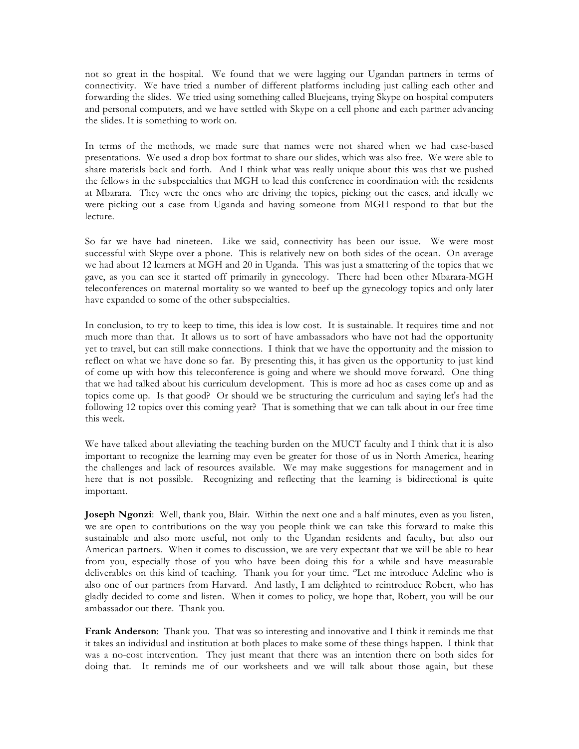not so great in the hospital. We found that we were lagging our Ugandan partners in terms of connectivity. We have tried a number of different platforms including just calling each other and forwarding the slides. We tried using something called Bluejeans, trying Skype on hospital computers and personal computers, and we have settled with Skype on a cell phone and each partner advancing the slides. It is something to work on.

In terms of the methods, we made sure that names were not shared when we had case-based presentations. We used a drop box fortmat to share our slides, which was also free. We were able to share materials back and forth. And I think what was really unique about this was that we pushed the fellows in the subspecialties that MGH to lead this conference in coordination with the residents at Mbarara. They were the ones who are driving the topics, picking out the cases, and ideally we were picking out a case from Uganda and having someone from MGH respond to that but the lecture.

So far we have had nineteen. Like we said, connectivity has been our issue. We were most successful with Skype over a phone. This is relatively new on both sides of the ocean. On average we had about 12 learners at MGH and 20 in Uganda. This was just a smattering of the topics that we gave, as you can see it started off primarily in gynecology. There had been other Mbarara-MGH teleconferences on maternal mortality so we wanted to beef up the gynecology topics and only later have expanded to some of the other subspecialties.

In conclusion, to try to keep to time, this idea is low cost. It is sustainable. It requires time and not much more than that. It allows us to sort of have ambassadors who have not had the opportunity yet to travel, but can still make connections. I think that we have the opportunity and the mission to reflect on what we have done so far. By presenting this, it has given us the opportunity to just kind of come up with how this teleconference is going and where we should move forward. One thing that we had talked about his curriculum development. This is more ad hoc as cases come up and as topics come up. Is that good? Or should we be structuring the curriculum and saying let's had the following 12 topics over this coming year? That is something that we can talk about in our free time this week.

We have talked about alleviating the teaching burden on the MUCT faculty and I think that it is also important to recognize the learning may even be greater for those of us in North America, hearing the challenges and lack of resources available. We may make suggestions for management and in here that is not possible. Recognizing and reflecting that the learning is bidirectional is quite important.

**Joseph Ngonzi**: Well, thank you, Blair. Within the next one and a half minutes, even as you listen, we are open to contributions on the way you people think we can take this forward to make this sustainable and also more useful, not only to the Ugandan residents and faculty, but also our American partners. When it comes to discussion, we are very expectant that we will be able to hear from you, especially those of you who have been doing this for a while and have measurable deliverables on this kind of teaching. Thank you for your time. "Let me introduce Adeline who is also one of our partners from Harvard. And lastly, I am delighted to reintroduce Robert, who has gladly decided to come and listen. When it comes to policy, we hope that, Robert, you will be our ambassador out there. Thank you.

**Frank Anderson**: Thank you. That was so interesting and innovative and I think it reminds me that it takes an individual and institution at both places to make some of these things happen. I think that was a no-cost intervention. They just meant that there was an intention there on both sides for doing that. It reminds me of our worksheets and we will talk about those again, but these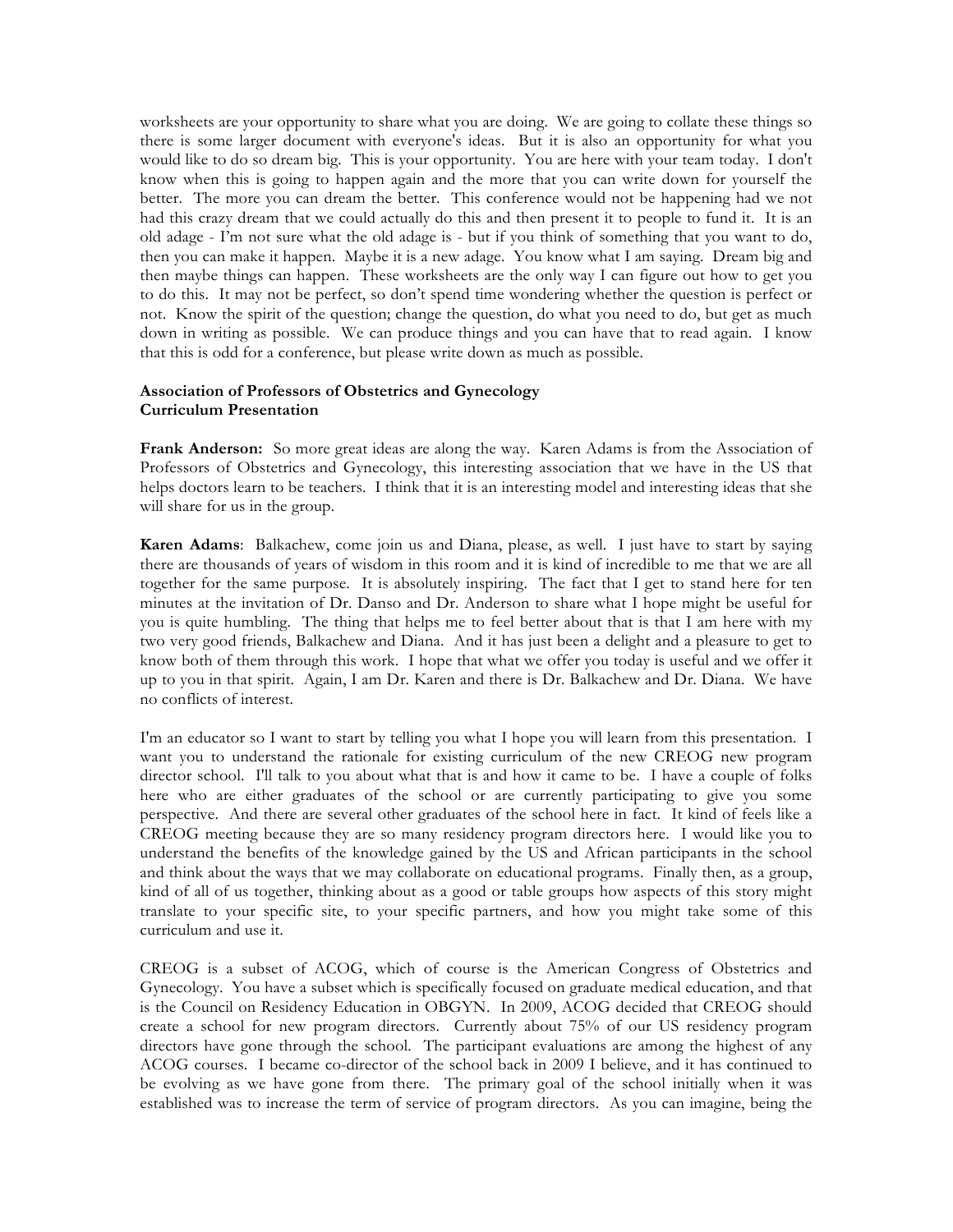worksheets are your opportunity to share what you are doing. We are going to collate these things so there is some larger document with everyone's ideas. But it is also an opportunity for what you would like to do so dream big. This is your opportunity. You are here with your team today. I don't know when this is going to happen again and the more that you can write down for yourself the better. The more you can dream the better. This conference would not be happening had we not had this crazy dream that we could actually do this and then present it to people to fund it. It is an old adage - I'm not sure what the old adage is - but if you think of something that you want to do, then you can make it happen. Maybe it is a new adage. You know what I am saying. Dream big and then maybe things can happen. These worksheets are the only way I can figure out how to get you to do this. It may not be perfect, so don't spend time wondering whether the question is perfect or not. Know the spirit of the question; change the question, do what you need to do, but get as much down in writing as possible. We can produce things and you can have that to read again. I know that this is odd for a conference, but please write down as much as possible.

**Association of Professors of Obstetrics and Gynecology**
**Curriculum Presentation**

**Frank Anderson:** So more great ideas are along the way. Karen Adams is from the Association of Professors of Obstetrics and Gynecology, this interesting association that we have in the US that helps doctors learn to be teachers. I think that it is an interesting model and interesting ideas that she will share for us in the group.

**Karen Adams**: Balkachew, come join us and Diana, please, as well. I just have to start by saying there are thousands of years of wisdom in this room and it is kind of incredible to me that we are all together for the same purpose. It is absolutely inspiring. The fact that I get to stand here for ten minutes at the invitation of Dr. Danso and Dr. Anderson to share what I hope might be useful for you is quite humbling. The thing that helps me to feel better about that is that I am here with my two very good friends, Balkachew and Diana. And it has just been a delight and a pleasure to get to know both of them through this work. I hope that what we offer you today is useful and we offer it up to you in that spirit. Again, I am Dr. Karen and there is Dr. Balkachew and Dr. Diana. We have no conflicts of interest.

I'm an educator so I want to start by telling you what I hope you will learn from this presentation. I want you to understand the rationale for existing curriculum of the new CREOG new program director school. I'll talk to you about what that is and how it came to be. I have a couple of folks here who are either graduates of the school or are currently participating to give you some perspective. And there are several other graduates of the school here in fact. It kind of feels like a CREOG meeting because they are so many residency program directors here. I would like you to understand the benefits of the knowledge gained by the US and African participants in the school and think about the ways that we may collaborate on educational programs. Finally then, as a group, kind of all of us together, thinking about as a good or table groups how aspects of this story might translate to your specific site, to your specific partners, and how you might take some of this curriculum and use it.

CREOG is a subset of ACOG, which of course is the American Congress of Obstetrics and Gynecology. You have a subset which is specifically focused on graduate medical education, and that is the Council on Residency Education in OBGYN. In 2009, ACOG decided that CREOG should create a school for new program directors. Currently about 75% of our US residency program directors have gone through the school. The participant evaluations are among the highest of any ACOG courses. I became co-director of the school back in 2009 I believe, and it has continued to be evolving as we have gone from there. The primary goal of the school initially when it was established was to increase the term of service of program directors. As you can imagine, being the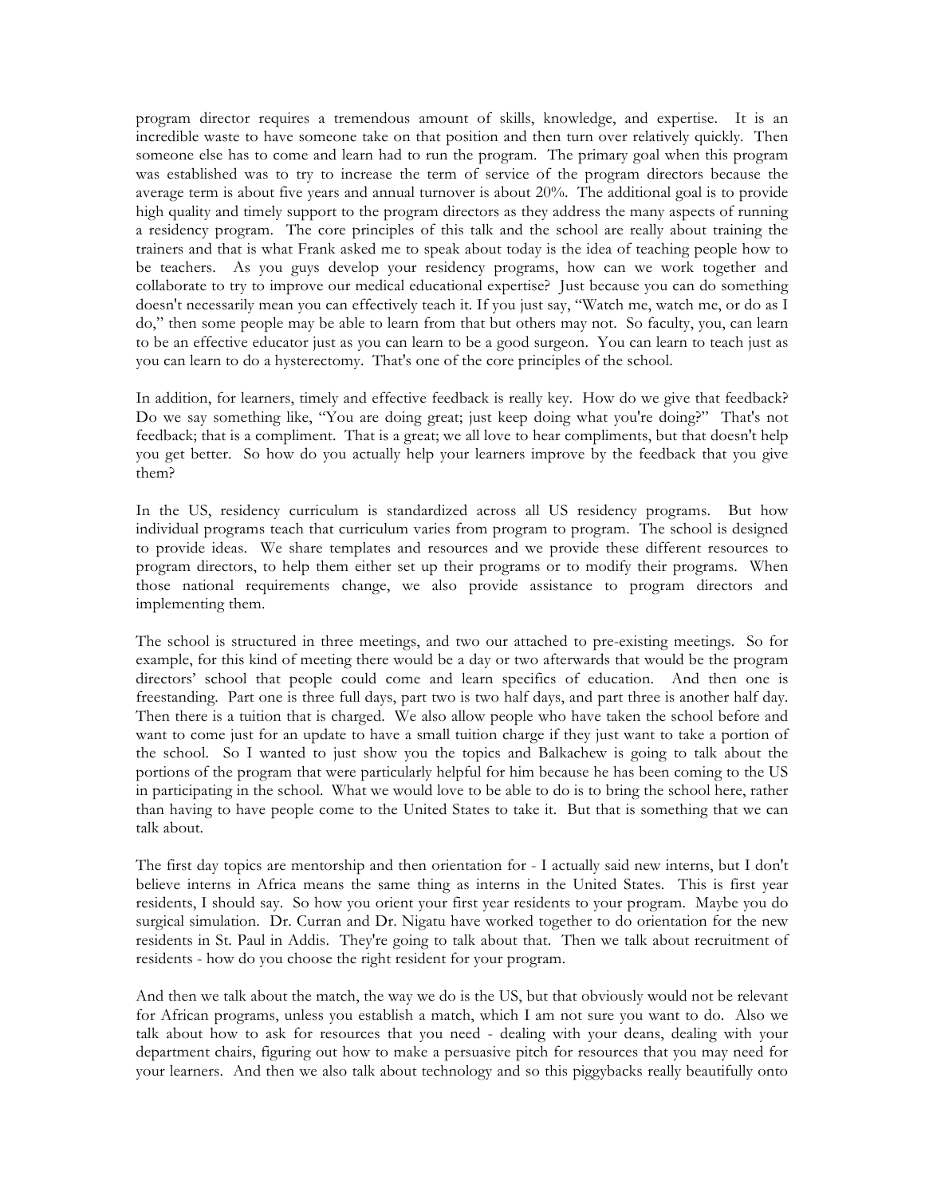program director requires a tremendous amount of skills, knowledge, and expertise. It is an incredible waste to have someone take on that position and then turn over relatively quickly. Then someone else has to come and learn had to run the program. The primary goal when this program was established was to try to increase the term of service of the program directors because the average term is about five years and annual turnover is about 20%. The additional goal is to provide high quality and timely support to the program directors as they address the many aspects of running a residency program. The core principles of this talk and the school are really about training the trainers and that is what Frank asked me to speak about today is the idea of teaching people how to be teachers. As you guys develop your residency programs, how can we work together and collaborate to try to improve our medical educational expertise? Just because you can do something doesn't necessarily mean you can effectively teach it. If you just say, "Watch me, watch me, or do as I do," then some people may be able to learn from that but others may not. So faculty, you, can learn to be an effective educator just as you can learn to be a good surgeon. You can learn to teach just as you can learn to do a hysterectomy. That's one of the core principles of the school.

In addition, for learners, timely and effective feedback is really key. How do we give that feedback? Do we say something like, "You are doing great; just keep doing what you're doing?" That's not feedback; that is a compliment. That is a great; we all love to hear compliments, but that doesn't help you get better. So how do you actually help your learners improve by the feedback that you give them?

In the US, residency curriculum is standardized across all US residency programs. But how individual programs teach that curriculum varies from program to program. The school is designed to provide ideas. We share templates and resources and we provide these different resources to program directors, to help them either set up their programs or to modify their programs. When those national requirements change, we also provide assistance to program directors and implementing them.

The school is structured in three meetings, and two our attached to pre-existing meetings. So for example, for this kind of meeting there would be a day or two afterwards that would be the program directors' school that people could come and learn specifics of education. And then one is freestanding. Part one is three full days, part two is two half days, and part three is another half day. Then there is a tuition that is charged. We also allow people who have taken the school before and want to come just for an update to have a small tuition charge if they just want to take a portion of the school. So I wanted to just show you the topics and Balkachew is going to talk about the portions of the program that were particularly helpful for him because he has been coming to the US in participating in the school. What we would love to be able to do is to bring the school here, rather than having to have people come to the United States to take it. But that is something that we can talk about.

The first day topics are mentorship and then orientation for - I actually said new interns, but I don't believe interns in Africa means the same thing as interns in the United States. This is first year residents, I should say. So how you orient your first year residents to your program. Maybe you do surgical simulation. Dr. Curran and Dr. Nigatu have worked together to do orientation for the new residents in St. Paul in Addis. They're going to talk about that. Then we talk about recruitment of residents - how do you choose the right resident for your program.

And then we talk about the match, the way we do is the US, but that obviously would not be relevant for African programs, unless you establish a match, which I am not sure you want to do. Also we talk about how to ask for resources that you need - dealing with your deans, dealing with your department chairs, figuring out how to make a persuasive pitch for resources that you may need for your learners. And then we also talk about technology and so this piggybacks really beautifully onto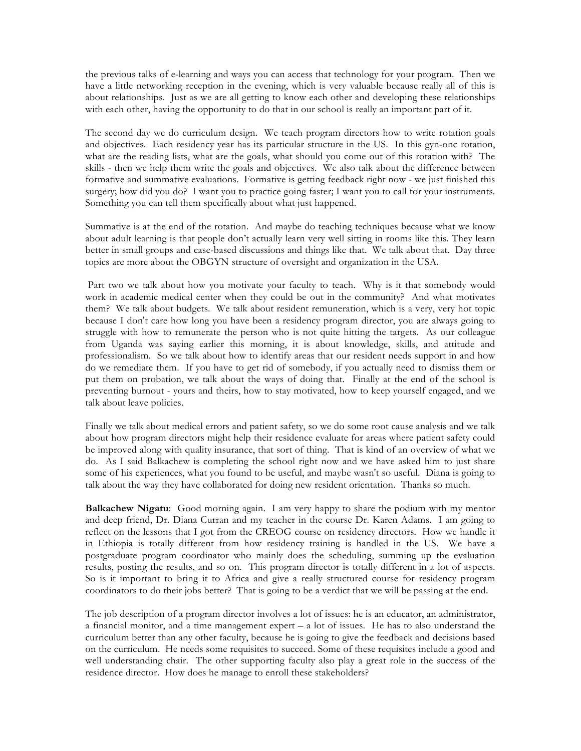the previous talks of e-learning and ways you can access that technology for your program. Then we have a little networking reception in the evening, which is very valuable because really all of this is about relationships. Just as we are all getting to know each other and developing these relationships with each other, having the opportunity to do that in our school is really an important part of it.

The second day we do curriculum design. We teach program directors how to write rotation goals and objectives. Each residency year has its particular structure in the US. In this gyn-onc rotation, what are the reading lists, what are the goals, what should you come out of this rotation with? The skills - then we help them write the goals and objectives. We also talk about the difference between formative and summative evaluations. Formative is getting feedback right now - we just finished this surgery; how did you do? I want you to practice going faster; I want you to call for your instruments. Something you can tell them specifically about what just happened.

Summative is at the end of the rotation. And maybe do teaching techniques because what we know about adult learning is that people don't actually learn very well sitting in rooms like this. They learn better in small groups and case-based discussions and things like that. We talk about that. Day three topics are more about the OBGYN structure of oversight and organization in the USA.

Part two we talk about how you motivate your faculty to teach. Why is it that somebody would work in academic medical center when they could be out in the community? And what motivates them? We talk about budgets. We talk about resident remuneration, which is a very, very hot topic because I don't care how long you have been a residency program director, you are always going to struggle with how to remunerate the person who is not quite hitting the targets. As our colleague from Uganda was saying earlier this morning, it is about knowledge, skills, and attitude and professionalism. So we talk about how to identify areas that our resident needs support in and how do we remediate them. If you have to get rid of somebody, if you actually need to dismiss them or put them on probation, we talk about the ways of doing that. Finally at the end of the school is preventing burnout - yours and theirs, how to stay motivated, how to keep yourself engaged, and we talk about leave policies.

Finally we talk about medical errors and patient safety, so we do some root cause analysis and we talk about how program directors might help their residence evaluate for areas where patient safety could be improved along with quality insurance, that sort of thing. That is kind of an overview of what we do. As I said Balkachew is completing the school right now and we have asked him to just share some of his experiences, what you found to be useful, and maybe wasn't so useful. Diana is going to talk about the way they have collaborated for doing new resident orientation. Thanks so much.

**Balkachew Nigatu**: Good morning again. I am very happy to share the podium with my mentor and deep friend, Dr. Diana Curran and my teacher in the course Dr. Karen Adams. I am going to reflect on the lessons that I got from the CREOG course on residency directors. How we handle it in Ethiopia is totally different from how residency training is handled in the US. We have a postgraduate program coordinator who mainly does the scheduling, summing up the evaluation results, posting the results, and so on. This program director is totally different in a lot of aspects. So is it important to bring it to Africa and give a really structured course for residency program coordinators to do their jobs better? That is going to be a verdict that we will be passing at the end.

The job description of a program director involves a lot of issues: he is an educator, an administrator, a financial monitor, and a time management expert – a lot of issues. He has to also understand the curriculum better than any other faculty, because he is going to give the feedback and decisions based on the curriculum. He needs some requisites to succeed. Some of these requisites include a good and well understanding chair. The other supporting faculty also play a great role in the success of the residence director. How does he manage to enroll these stakeholders?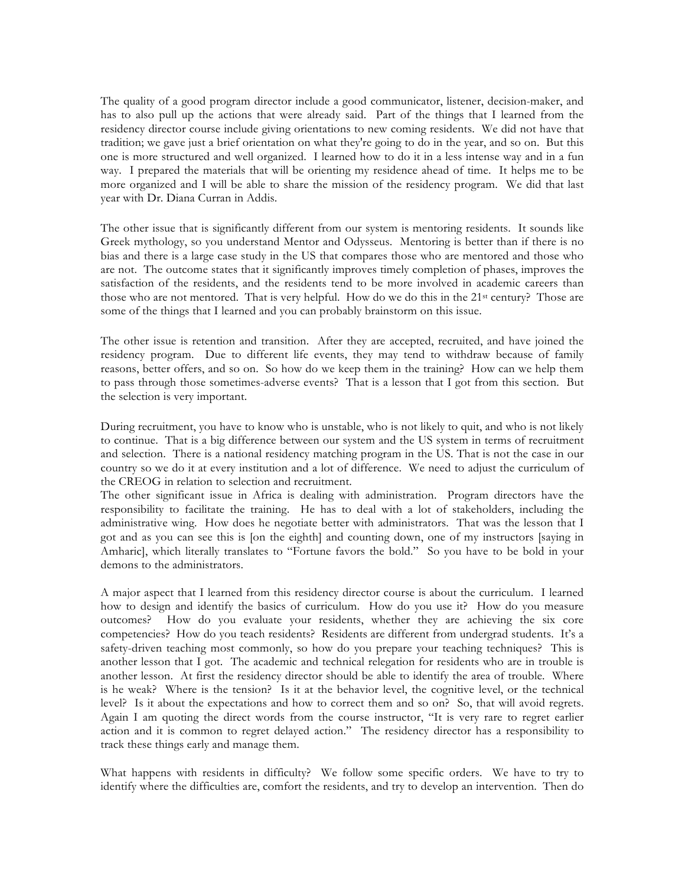The quality of a good program director include a good communicator, listener, decision-maker, and has to also pull up the actions that were already said. Part of the things that I learned from the residency director course include giving orientations to new coming residents. We did not have that tradition; we gave just a brief orientation on what they're going to do in the year, and so on. But this one is more structured and well organized. I learned how to do it in a less intense way and in a fun way. I prepared the materials that will be orienting my residence ahead of time. It helps me to be more organized and I will be able to share the mission of the residency program. We did that last year with Dr. Diana Curran in Addis.

The other issue that is significantly different from our system is mentoring residents. It sounds like Greek mythology, so you understand Mentor and Odysseus. Mentoring is better than if there is no bias and there is a large case study in the US that compares those who are mentored and those who are not. The outcome states that it significantly improves timely completion of phases, improves the satisfaction of the residents, and the residents tend to be more involved in academic careers than those who are not mentored. That is very helpful. How do we do this in the 21st century? Those are some of the things that I learned and you can probably brainstorm on this issue.

The other issue is retention and transition. After they are accepted, recruited, and have joined the residency program. Due to different life events, they may tend to withdraw because of family reasons, better offers, and so on. So how do we keep them in the training? How can we help them to pass through those sometimes-adverse events? That is a lesson that I got from this section. But the selection is very important.

During recruitment, you have to know who is unstable, who is not likely to quit, and who is not likely to continue. That is a big difference between our system and the US system in terms of recruitment and selection. There is a national residency matching program in the US. That is not the case in our country so we do it at every institution and a lot of difference. We need to adjust the curriculum of the CREOG in relation to selection and recruitment.

The other significant issue in Africa is dealing with administration. Program directors have the responsibility to facilitate the training. He has to deal with a lot of stakeholders, including the administrative wing. How does he negotiate better with administrators. That was the lesson that I got and as you can see this is [on the eighth] and counting down, one of my instructors [saying in Amharic], which literally translates to "Fortune favors the bold." So you have to be bold in your demons to the administrators.

A major aspect that I learned from this residency director course is about the curriculum. I learned how to design and identify the basics of curriculum. How do you use it? How do you measure outcomes? How do you evaluate your residents, whether they are achieving the six core competencies? How do you teach residents? Residents are different from undergrad students. It's a safety-driven teaching most commonly, so how do you prepare your teaching techniques? This is another lesson that I got. The academic and technical relegation for residents who are in trouble is another lesson. At first the residency director should be able to identify the area of trouble. Where is he weak? Where is the tension? Is it at the behavior level, the cognitive level, or the technical level? Is it about the expectations and how to correct them and so on? So, that will avoid regrets. Again I am quoting the direct words from the course instructor, "It is very rare to regret earlier action and it is common to regret delayed action." The residency director has a responsibility to track these things early and manage them.

What happens with residents in difficulty? We follow some specific orders. We have to try to identify where the difficulties are, comfort the residents, and try to develop an intervention. Then do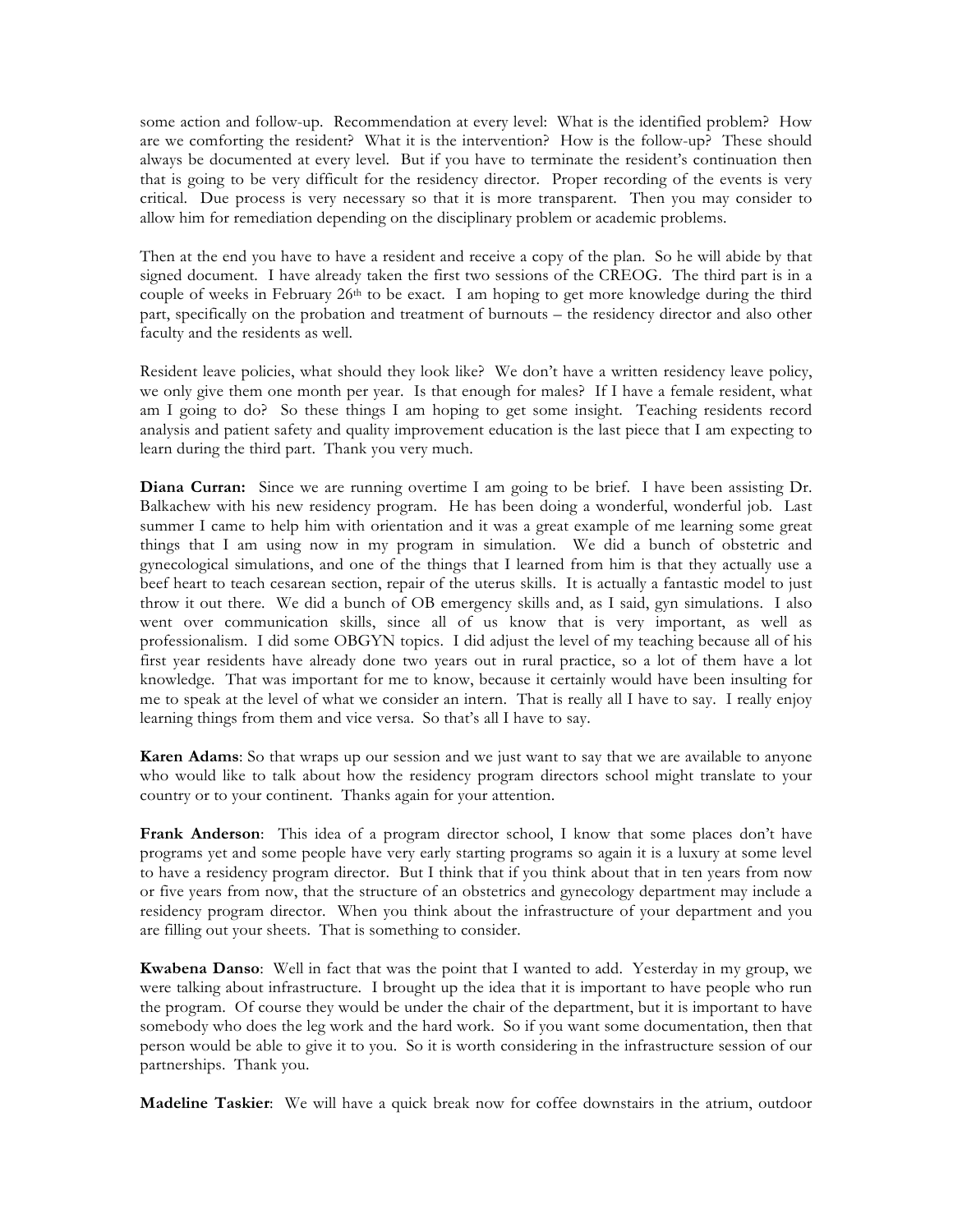some action and follow-up. Recommendation at every level: What is the identified problem? How are we comforting the resident? What it is the intervention? How is the follow-up? These should always be documented at every level. But if you have to terminate the resident's continuation then that is going to be very difficult for the residency director. Proper recording of the events is very critical. Due process is very necessary so that it is more transparent. Then you may consider to allow him for remediation depending on the disciplinary problem or academic problems.

Then at the end you have to have a resident and receive a copy of the plan. So he will abide by that signed document. I have already taken the first two sessions of the CREOG. The third part is in a couple of weeks in February 26th to be exact. I am hoping to get more knowledge during the third part, specifically on the probation and treatment of burnouts – the residency director and also other faculty and the residents as well.

Resident leave policies, what should they look like? We don't have a written residency leave policy, we only give them one month per year. Is that enough for males? If I have a female resident, what am I going to do? So these things I am hoping to get some insight. Teaching residents record analysis and patient safety and quality improvement education is the last piece that I am expecting to learn during the third part. Thank you very much.

**Diana Curran:** Since we are running overtime I am going to be brief. I have been assisting Dr. Balkachew with his new residency program. He has been doing a wonderful, wonderful job. Last summer I came to help him with orientation and it was a great example of me learning some great things that I am using now in my program in simulation. We did a bunch of obstetric and gynecological simulations, and one of the things that I learned from him is that they actually use a beef heart to teach cesarean section, repair of the uterus skills. It is actually a fantastic model to just throw it out there. We did a bunch of OB emergency skills and, as I said, gyn simulations. I also went over communication skills, since all of us know that is very important, as well as professionalism. I did some OBGYN topics. I did adjust the level of my teaching because all of his first year residents have already done two years out in rural practice, so a lot of them have a lot knowledge. That was important for me to know, because it certainly would have been insulting for me to speak at the level of what we consider an intern. That is really all I have to say. I really enjoy learning things from them and vice versa. So that's all I have to say.

**Karen Adams**: So that wraps up our session and we just want to say that we are available to anyone who would like to talk about how the residency program directors school might translate to your country or to your continent. Thanks again for your attention.

**Frank Anderson**: This idea of a program director school, I know that some places don't have programs yet and some people have very early starting programs so again it is a luxury at some level to have a residency program director. But I think that if you think about that in ten years from now or five years from now, that the structure of an obstetrics and gynecology department may include a residency program director. When you think about the infrastructure of your department and you are filling out your sheets. That is something to consider.

**Kwabena Danso**: Well in fact that was the point that I wanted to add. Yesterday in my group, we were talking about infrastructure. I brought up the idea that it is important to have people who run the program. Of course they would be under the chair of the department, but it is important to have somebody who does the leg work and the hard work. So if you want some documentation, then that person would be able to give it to you. So it is worth considering in the infrastructure session of our partnerships. Thank you.

**Madeline Taskier**: We will have a quick break now for coffee downstairs in the atrium, outdoor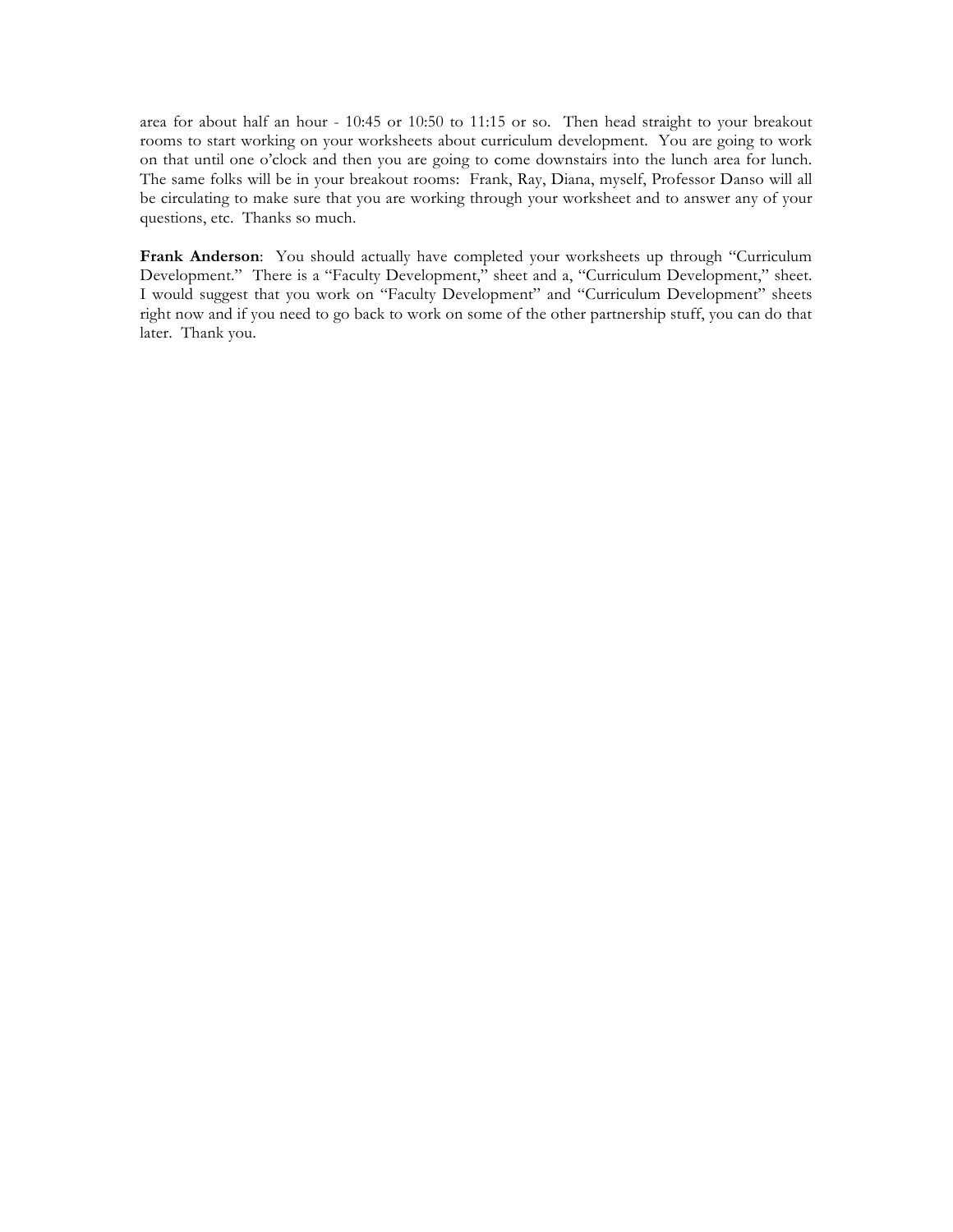area for about half an hour - 10:45 or 10:50 to 11:15 or so. Then head straight to your breakout rooms to start working on your worksheets about curriculum development. You are going to work on that until one o'clock and then you are going to come downstairs into the lunch area for lunch. The same folks will be in your breakout rooms: Frank, Ray, Diana, myself, Professor Danso will all be circulating to make sure that you are working through your worksheet and to answer any of your questions, etc. Thanks so much.

**Frank Anderson**: You should actually have completed your worksheets up through "Curriculum Development." There is a "Faculty Development," sheet and a, "Curriculum Development," sheet. I would suggest that you work on "Faculty Development" and "Curriculum Development" sheets right now and if you need to go back to work on some of the other partnership stuff, you can do that later. Thank you.